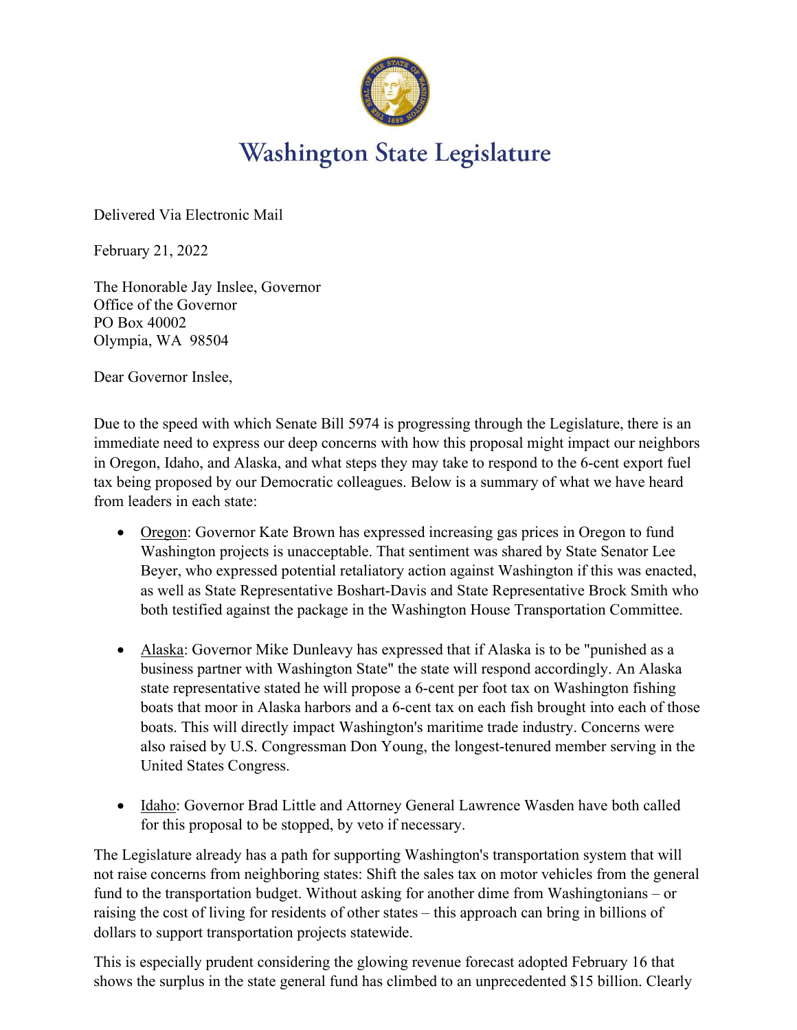# Washington State Legislature

Delivered Via Electronic Mail

February 21, 2022

The Honorable Jay Inslee, Governor
Office of the Governor
PO Box 40002
Olympia, WA 98504

Dear Governor Inslee,

Due to the speed with which Senate Bill 5974 is progressing through the Legislature, there is an immediate need to express our deep concerns with how this proposal might impact our neighbors in Oregon, Idaho, and Alaska, and what steps they may take to respond to the 6-cent export fuel tax being proposed by our Democratic colleagues. Below is a summary of what we have heard from leaders in each state:

- Oregon: Governor Kate Brown has expressed increasing gas prices in Oregon to fund Washington projects is unacceptable. That sentiment was shared by State Senator Lee Beyer, who expressed potential retaliatory action against Washington if this was enacted, as well as State Representative Boshart-Davis and State Representative Brock Smith who both testified against the package in the Washington House Transportation Committee.

- Alaska: Governor Mike Dunleavy has expressed that if Alaska is to be "punished as a business partner with Washington State" the state will respond accordingly. An Alaska state representative stated he will propose a 6-cent per foot tax on Washington fishing boats that moor in Alaska harbors and a 6-cent tax on each fish brought into each of those boats. This will directly impact Washington's maritime trade industry. Concerns were also raised by U.S. Congressman Don Young, the longest-tenured member serving in the United States Congress.

- Idaho: Governor Brad Little and Attorney General Lawrence Wasden have both called for this proposal to be stopped, by veto if necessary.

The Legislature already has a path for supporting Washington's transportation system that will not raise concerns from neighboring states: Shift the sales tax on motor vehicles from the general fund to the transportation budget. Without asking for another dime from Washingtonians – or raising the cost of living for residents of other states – this approach can bring in billions of dollars to support transportation projects statewide.

This is especially prudent considering the glowing revenue forecast adopted February 16 that shows the surplus in the state general fund has climbed to an unprecedented $15 billion. Clearly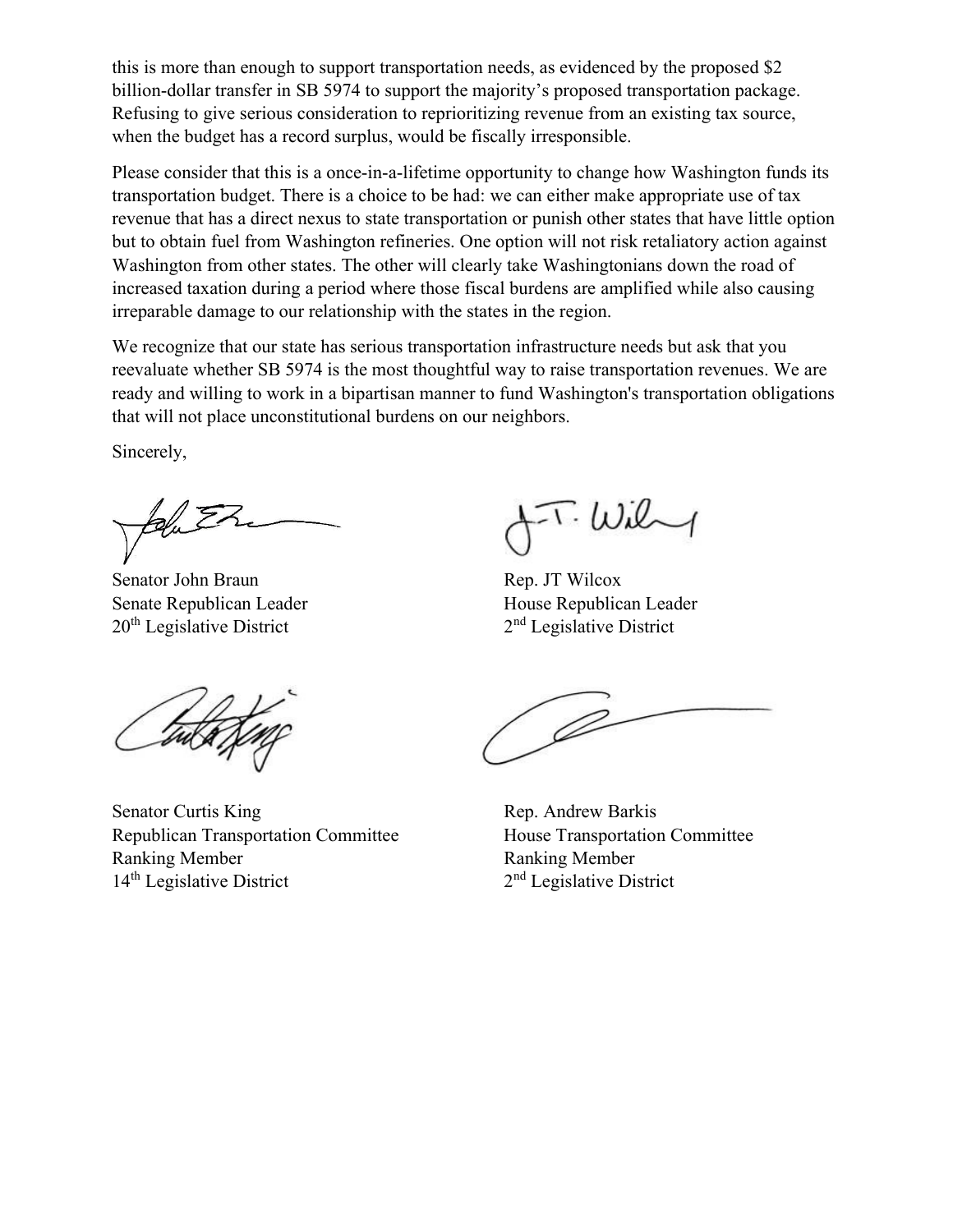this is more than enough to support transportation needs, as evidenced by the proposed $2 billion-dollar transfer in SB 5974 to support the majority's proposed transportation package. Refusing to give serious consideration to reprioritizing revenue from an existing tax source, when the budget has a record surplus, would be fiscally irresponsible.

Please consider that this is a once-in-a-lifetime opportunity to change how Washington funds its transportation budget. There is a choice to be had: we can either make appropriate use of tax revenue that has a direct nexus to state transportation or punish other states that have little option but to obtain fuel from Washington refineries. One option will not risk retaliatory action against Washington from other states. The other will clearly take Washingtonians down the road of increased taxation during a period where those fiscal burdens are amplified while also causing irreparable damage to our relationship with the states in the region.

We recognize that our state has serious transportation infrastructure needs but ask that you reevaluate whether SB 5974 is the most thoughtful way to raise transportation revenues. We are ready and willing to work in a bipartisan manner to fund Washington's transportation obligations that will not place unconstitutional burdens on our neighbors.

Sincerely,

Senator John Braun
Senate Republican Leader
20th Legislative District

Rep. JT Wilcox
House Republican Leader
2nd Legislative District

Senator Curtis King
Republican Transportation Committee
Ranking Member
14th Legislative District

Rep. Andrew Barkis
House Transportation Committee
Ranking Member
2nd Legislative District